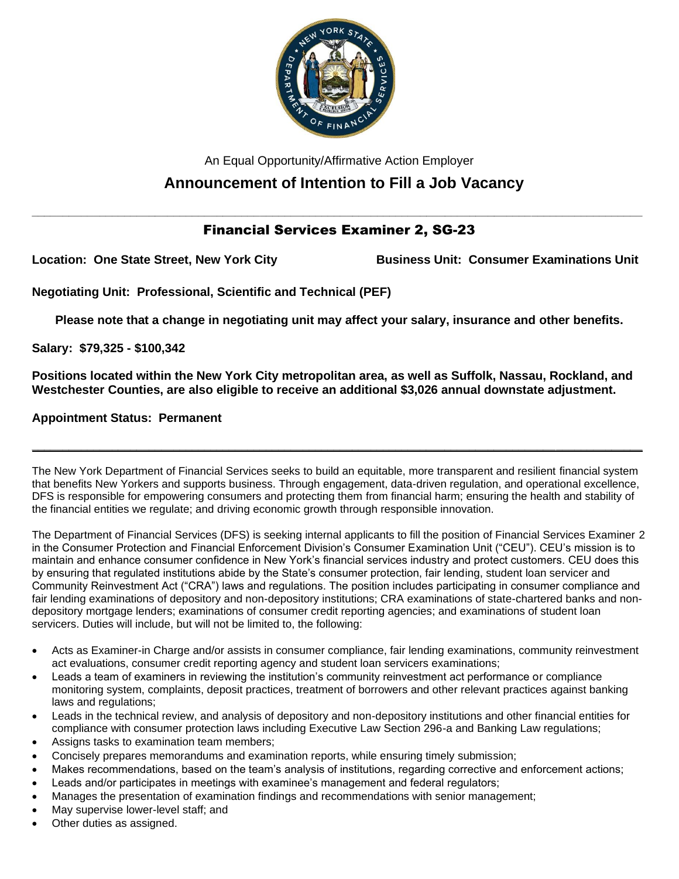An Equal Opportunity/Affirmative Action Employer

# Announcement of Intention to Fill a Job Vacancy

---

## Financial Services Examiner 2, SG-23

**Location: One State Street, New York City** **Business Unit: Consumer Examinations Unit**

**Negotiating Unit: Professional, Scientific and Technical (PEF)**

**Please note that a change in negotiating unit may affect your salary, insurance and other benefits.**

**Salary: $79,325 - $100,342**

**Positions located within the New York City metropolitan area, as well as Suffolk, Nassau, Rockland, and Westchester Counties, are also eligible to receive an additional $3,026 annual downstate adjustment.**

**Appointment Status: Permanent**

---

The New York Department of Financial Services seeks to build an equitable, more transparent and resilient financial system that benefits New Yorkers and supports business. Through engagement, data-driven regulation, and operational excellence, DFS is responsible for empowering consumers and protecting them from financial harm; ensuring the health and stability of the financial entities we regulate; and driving economic growth through responsible innovation.

The Department of Financial Services (DFS) is seeking internal applicants to fill the position of Financial Services Examiner 2 in the Consumer Protection and Financial Enforcement Division's Consumer Examination Unit ("CEU"). CEU's mission is to maintain and enhance consumer confidence in New York's financial services industry and protect customers. CEU does this by ensuring that regulated institutions abide by the State's consumer protection, fair lending, student loan servicer and Community Reinvestment Act ("CRA") laws and regulations. The position includes participating in consumer compliance and fair lending examinations of depository and non-depository institutions; CRA examinations of state-chartered banks and non-depository mortgage lenders; examinations of consumer credit reporting agencies; and examinations of student loan servicers. Duties will include, but will not be limited to, the following:

- Acts as Examiner-in Charge and/or assists in consumer compliance, fair lending examinations, community reinvestment act evaluations, consumer credit reporting agency and student loan servicers examinations;
- Leads a team of examiners in reviewing the institution's community reinvestment act performance or compliance monitoring system, complaints, deposit practices, treatment of borrowers and other relevant practices against banking laws and regulations;
- Leads in the technical review, and analysis of depository and non-depository institutions and other financial entities for compliance with consumer protection laws including Executive Law Section 296-a and Banking Law regulations;
- Assigns tasks to examination team members;
- Concisely prepares memorandums and examination reports, while ensuring timely submission;
- Makes recommendations, based on the team's analysis of institutions, regarding corrective and enforcement actions;
- Leads and/or participates in meetings with examinee's management and federal regulators;
- Manages the presentation of examination findings and recommendations with senior management;
- May supervise lower-level staff; and
- Other duties as assigned.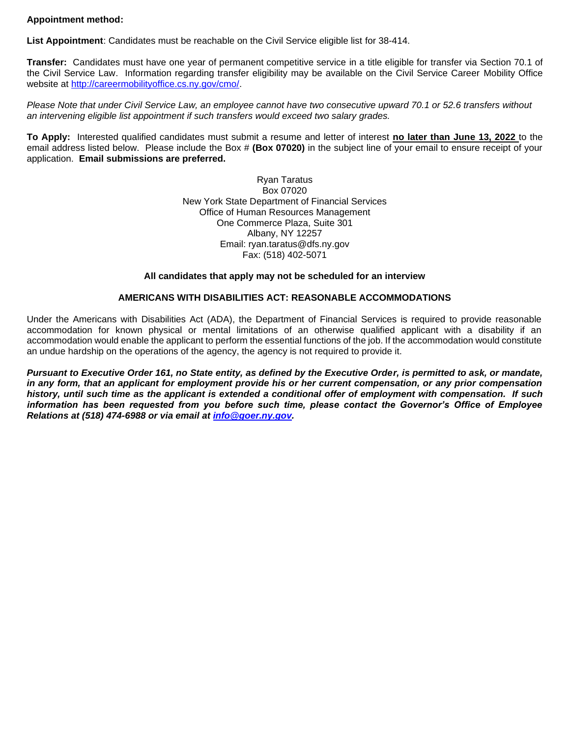**Appointment method:**

**List Appointment**: Candidates must be reachable on the Civil Service eligible list for 38-414.

**Transfer:** Candidates must have one year of permanent competitive service in a title eligible for transfer via Section 70.1 of the Civil Service Law. Information regarding transfer eligibility may be available on the Civil Service Career Mobility Office website at http://careermobilityoffice.cs.ny.gov/cmo/.

*Please Note that under Civil Service Law, an employee cannot have two consecutive upward 70.1 or 52.6 transfers without an intervening eligible list appointment if such transfers would exceed two salary grades.*

**To Apply:** Interested qualified candidates must submit a resume and letter of interest **no later than June 13, 2022** to the email address listed below. Please include the Box # **(Box 07020)** in the subject line of your email to ensure receipt of your application. **Email submissions are preferred.**

Ryan Taratus
Box 07020
New York State Department of Financial Services
Office of Human Resources Management
One Commerce Plaza, Suite 301
Albany, NY 12257
Email: ryan.taratus@dfs.ny.gov
Fax: (518) 402-5071

**All candidates that apply may not be scheduled for an interview**

**AMERICANS WITH DISABILITIES ACT: REASONABLE ACCOMMODATIONS**

Under the Americans with Disabilities Act (ADA), the Department of Financial Services is required to provide reasonable accommodation for known physical or mental limitations of an otherwise qualified applicant with a disability if an accommodation would enable the applicant to perform the essential functions of the job. If the accommodation would constitute an undue hardship on the operations of the agency, the agency is not required to provide it.

***Pursuant to Executive Order 161, no State entity, as defined by the Executive Order, is permitted to ask, or mandate, in any form, that an applicant for employment provide his or her current compensation, or any prior compensation history, until such time as the applicant is extended a conditional offer of employment with compensation. If such information has been requested from you before such time, please contact the Governor's Office of Employee Relations at (518) 474-6988 or via email at info@goer.ny.gov.***